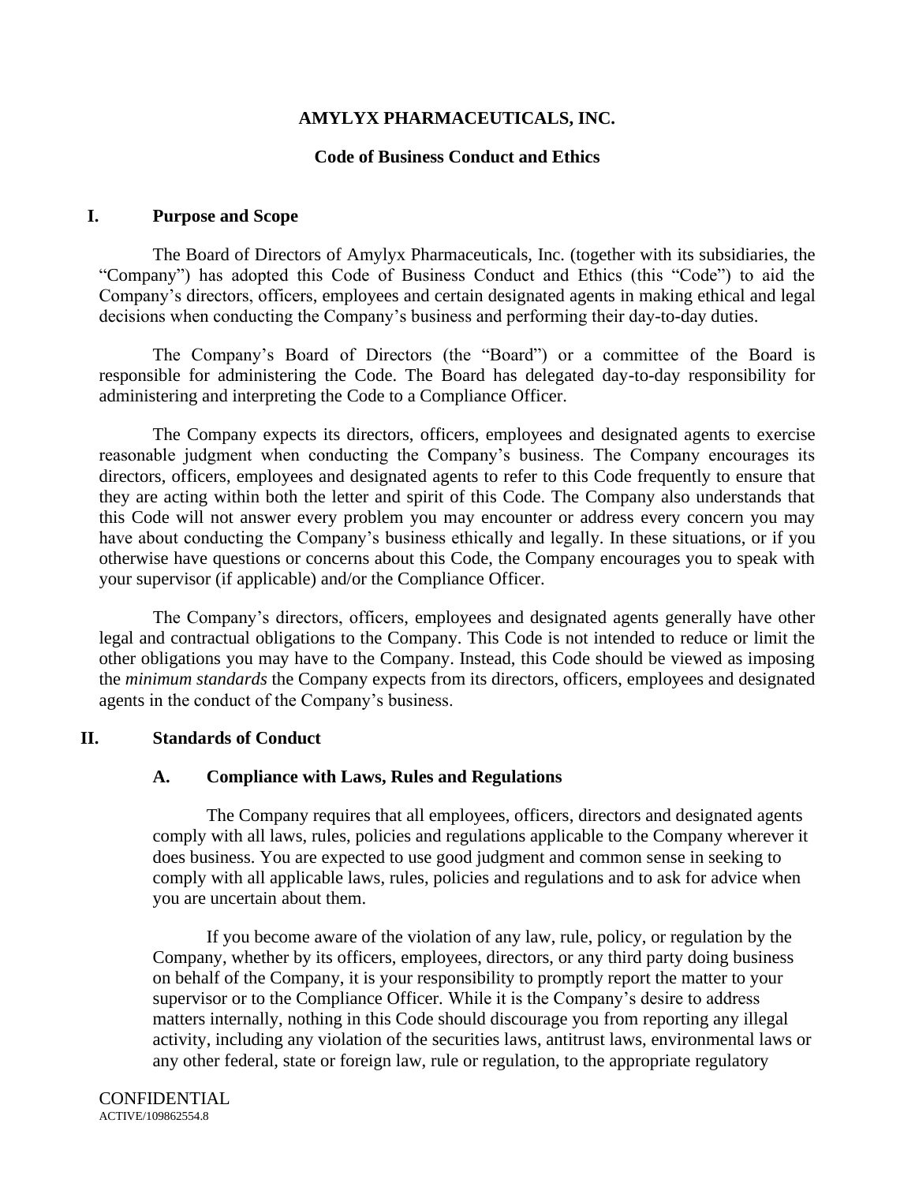# AMYLYX PHARMACEUTICALS, INC.

## Code of Business Conduct and Ethics

## I. Purpose and Scope

The Board of Directors of Amylyx Pharmaceuticals, Inc. (together with its subsidiaries, the "Company") has adopted this Code of Business Conduct and Ethics (this "Code") to aid the Company's directors, officers, employees and certain designated agents in making ethical and legal decisions when conducting the Company's business and performing their day-to-day duties.

The Company's Board of Directors (the "Board") or a committee of the Board is responsible for administering the Code. The Board has delegated day-to-day responsibility for administering and interpreting the Code to a Compliance Officer.

The Company expects its directors, officers, employees and designated agents to exercise reasonable judgment when conducting the Company's business. The Company encourages its directors, officers, employees and designated agents to refer to this Code frequently to ensure that they are acting within both the letter and spirit of this Code. The Company also understands that this Code will not answer every problem you may encounter or address every concern you may have about conducting the Company's business ethically and legally. In these situations, or if you otherwise have questions or concerns about this Code, the Company encourages you to speak with your supervisor (if applicable) and/or the Compliance Officer.

The Company's directors, officers, employees and designated agents generally have other legal and contractual obligations to the Company. This Code is not intended to reduce or limit the other obligations you may have to the Company. Instead, this Code should be viewed as imposing the *minimum standards* the Company expects from its directors, officers, employees and designated agents in the conduct of the Company's business.

## II. Standards of Conduct

### A. Compliance with Laws, Rules and Regulations

The Company requires that all employees, officers, directors and designated agents comply with all laws, rules, policies and regulations applicable to the Company wherever it does business. You are expected to use good judgment and common sense in seeking to comply with all applicable laws, rules, policies and regulations and to ask for advice when you are uncertain about them.

If you become aware of the violation of any law, rule, policy, or regulation by the Company, whether by its officers, employees, directors, or any third party doing business on behalf of the Company, it is your responsibility to promptly report the matter to your supervisor or to the Compliance Officer. While it is the Company's desire to address matters internally, nothing in this Code should discourage you from reporting any illegal activity, including any violation of the securities laws, antitrust laws, environmental laws or any other federal, state or foreign law, rule or regulation, to the appropriate regulatory

CONFIDENTIAL
ACTIVE/109862554.8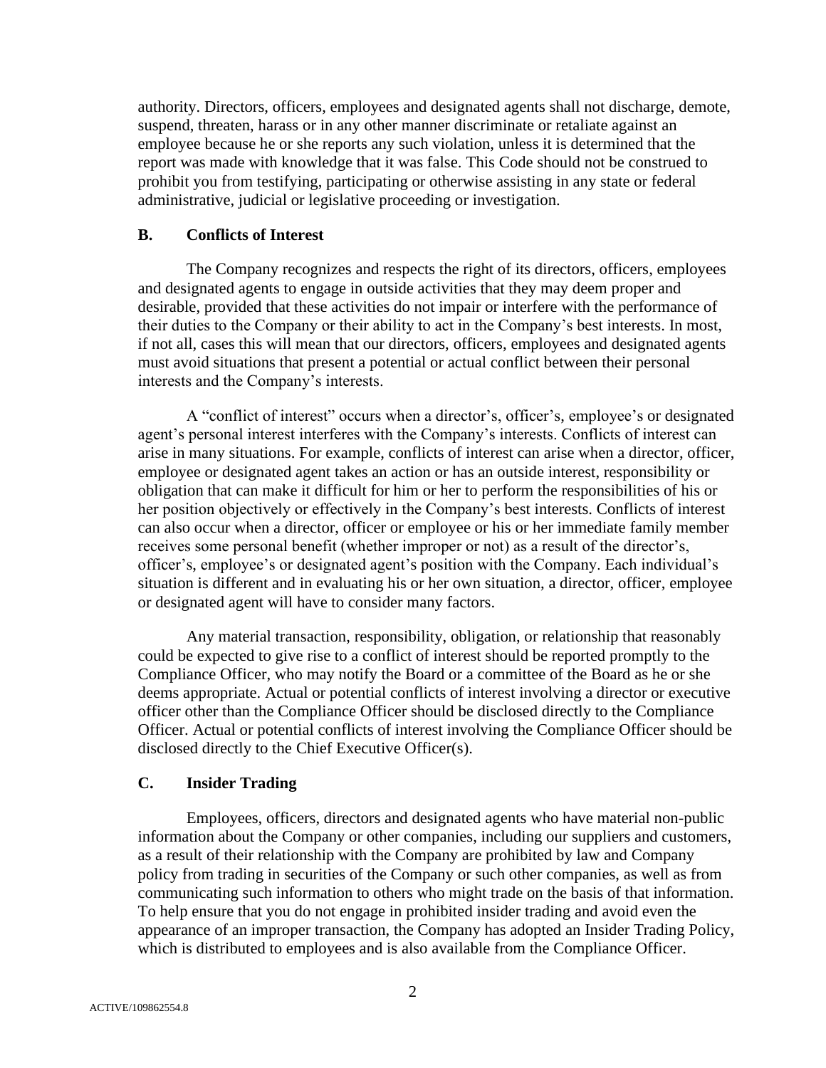authority. Directors, officers, employees and designated agents shall not discharge, demote, suspend, threaten, harass or in any other manner discriminate or retaliate against an employee because he or she reports any such violation, unless it is determined that the report was made with knowledge that it was false. This Code should not be construed to prohibit you from testifying, participating or otherwise assisting in any state or federal administrative, judicial or legislative proceeding or investigation.

### B. Conflicts of Interest

The Company recognizes and respects the right of its directors, officers, employees and designated agents to engage in outside activities that they may deem proper and desirable, provided that these activities do not impair or interfere with the performance of their duties to the Company or their ability to act in the Company's best interests. In most, if not all, cases this will mean that our directors, officers, employees and designated agents must avoid situations that present a potential or actual conflict between their personal interests and the Company's interests.

A "conflict of interest" occurs when a director's, officer's, employee's or designated agent's personal interest interferes with the Company's interests. Conflicts of interest can arise in many situations. For example, conflicts of interest can arise when a director, officer, employee or designated agent takes an action or has an outside interest, responsibility or obligation that can make it difficult for him or her to perform the responsibilities of his or her position objectively or effectively in the Company's best interests. Conflicts of interest can also occur when a director, officer or employee or his or her immediate family member receives some personal benefit (whether improper or not) as a result of the director's, officer's, employee's or designated agent's position with the Company. Each individual's situation is different and in evaluating his or her own situation, a director, officer, employee or designated agent will have to consider many factors.

Any material transaction, responsibility, obligation, or relationship that reasonably could be expected to give rise to a conflict of interest should be reported promptly to the Compliance Officer, who may notify the Board or a committee of the Board as he or she deems appropriate. Actual or potential conflicts of interest involving a director or executive officer other than the Compliance Officer should be disclosed directly to the Compliance Officer. Actual or potential conflicts of interest involving the Compliance Officer should be disclosed directly to the Chief Executive Officer(s).

### C. Insider Trading

Employees, officers, directors and designated agents who have material non-public information about the Company or other companies, including our suppliers and customers, as a result of their relationship with the Company are prohibited by law and Company policy from trading in securities of the Company or such other companies, as well as from communicating such information to others who might trade on the basis of that information. To help ensure that you do not engage in prohibited insider trading and avoid even the appearance of an improper transaction, the Company has adopted an Insider Trading Policy, which is distributed to employees and is also available from the Compliance Officer.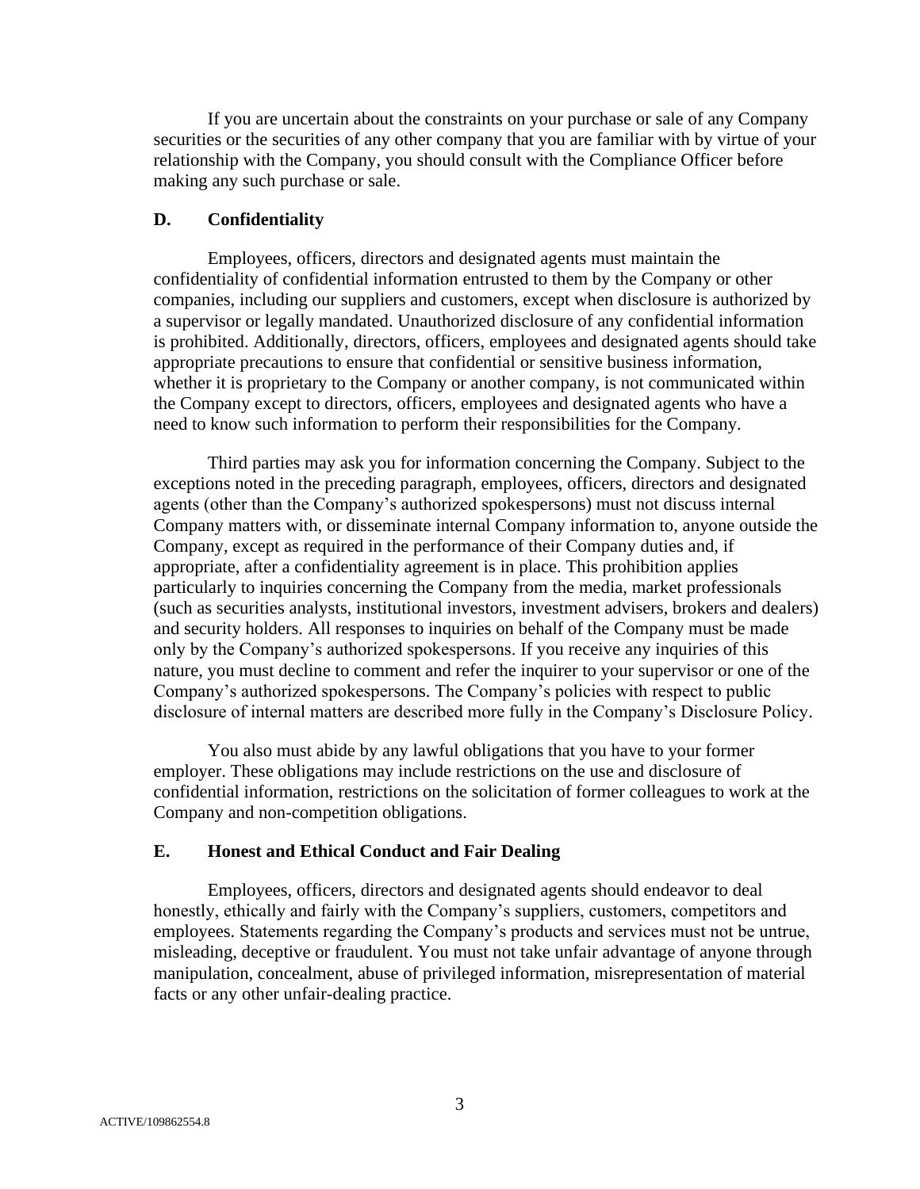If you are uncertain about the constraints on your purchase or sale of any Company securities or the securities of any other company that you are familiar with by virtue of your relationship with the Company, you should consult with the Compliance Officer before making any such purchase or sale.

### D. Confidentiality

Employees, officers, directors and designated agents must maintain the confidentiality of confidential information entrusted to them by the Company or other companies, including our suppliers and customers, except when disclosure is authorized by a supervisor or legally mandated. Unauthorized disclosure of any confidential information is prohibited. Additionally, directors, officers, employees and designated agents should take appropriate precautions to ensure that confidential or sensitive business information, whether it is proprietary to the Company or another company, is not communicated within the Company except to directors, officers, employees and designated agents who have a need to know such information to perform their responsibilities for the Company.

Third parties may ask you for information concerning the Company. Subject to the exceptions noted in the preceding paragraph, employees, officers, directors and designated agents (other than the Company's authorized spokespersons) must not discuss internal Company matters with, or disseminate internal Company information to, anyone outside the Company, except as required in the performance of their Company duties and, if appropriate, after a confidentiality agreement is in place. This prohibition applies particularly to inquiries concerning the Company from the media, market professionals (such as securities analysts, institutional investors, investment advisers, brokers and dealers) and security holders. All responses to inquiries on behalf of the Company must be made only by the Company's authorized spokespersons. If you receive any inquiries of this nature, you must decline to comment and refer the inquirer to your supervisor or one of the Company's authorized spokespersons. The Company's policies with respect to public disclosure of internal matters are described more fully in the Company's Disclosure Policy.

You also must abide by any lawful obligations that you have to your former employer. These obligations may include restrictions on the use and disclosure of confidential information, restrictions on the solicitation of former colleagues to work at the Company and non-competition obligations.

### E. Honest and Ethical Conduct and Fair Dealing

Employees, officers, directors and designated agents should endeavor to deal honestly, ethically and fairly with the Company's suppliers, customers, competitors and employees. Statements regarding the Company's products and services must not be untrue, misleading, deceptive or fraudulent. You must not take unfair advantage of anyone through manipulation, concealment, abuse of privileged information, misrepresentation of material facts or any other unfair-dealing practice.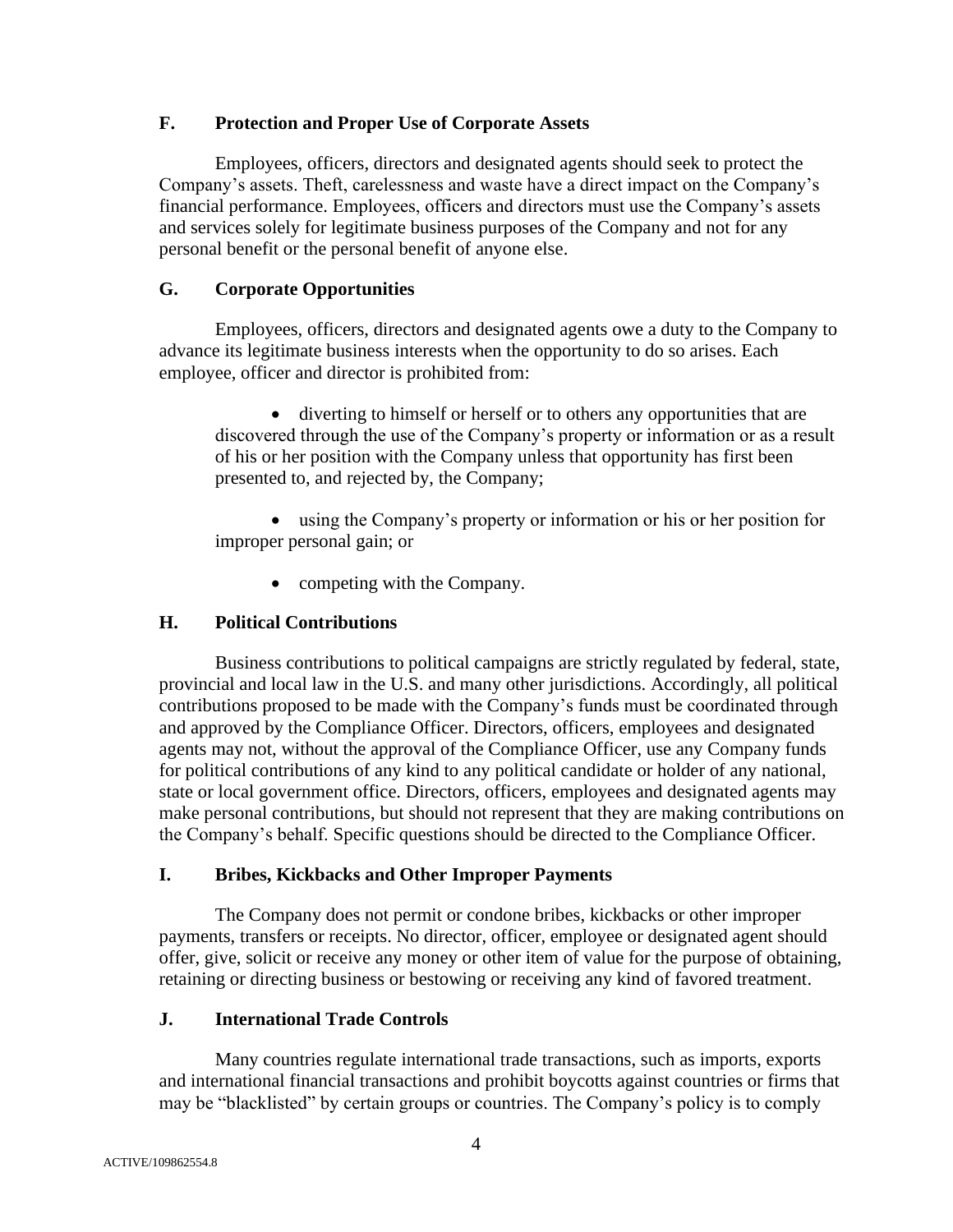## F. Protection and Proper Use of Corporate Assets

Employees, officers, directors and designated agents should seek to protect the Company's assets. Theft, carelessness and waste have a direct impact on the Company's financial performance. Employees, officers and directors must use the Company's assets and services solely for legitimate business purposes of the Company and not for any personal benefit or the personal benefit of anyone else.

## G. Corporate Opportunities

Employees, officers, directors and designated agents owe a duty to the Company to advance its legitimate business interests when the opportunity to do so arises. Each employee, officer and director is prohibited from:

- diverting to himself or herself or to others any opportunities that are discovered through the use of the Company's property or information or as a result of his or her position with the Company unless that opportunity has first been presented to, and rejected by, the Company;
- using the Company's property or information or his or her position for improper personal gain; or
- competing with the Company.

## H. Political Contributions

Business contributions to political campaigns are strictly regulated by federal, state, provincial and local law in the U.S. and many other jurisdictions. Accordingly, all political contributions proposed to be made with the Company's funds must be coordinated through and approved by the Compliance Officer. Directors, officers, employees and designated agents may not, without the approval of the Compliance Officer, use any Company funds for political contributions of any kind to any political candidate or holder of any national, state or local government office. Directors, officers, employees and designated agents may make personal contributions, but should not represent that they are making contributions on the Company's behalf. Specific questions should be directed to the Compliance Officer.

## I. Bribes, Kickbacks and Other Improper Payments

The Company does not permit or condone bribes, kickbacks or other improper payments, transfers or receipts. No director, officer, employee or designated agent should offer, give, solicit or receive any money or other item of value for the purpose of obtaining, retaining or directing business or bestowing or receiving any kind of favored treatment.

## J. International Trade Controls

Many countries regulate international trade transactions, such as imports, exports and international financial transactions and prohibit boycotts against countries or firms that may be "blacklisted" by certain groups or countries. The Company's policy is to comply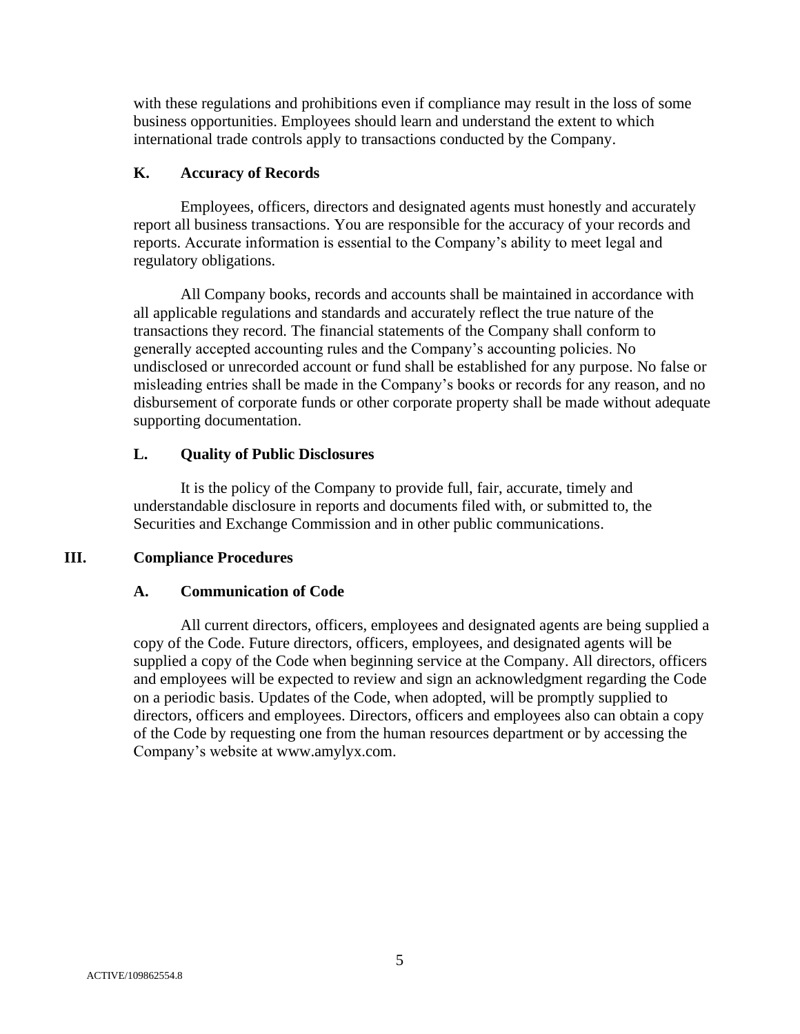with these regulations and prohibitions even if compliance may result in the loss of some business opportunities. Employees should learn and understand the extent to which international trade controls apply to transactions conducted by the Company.

### K. Accuracy of Records

Employees, officers, directors and designated agents must honestly and accurately report all business transactions. You are responsible for the accuracy of your records and reports. Accurate information is essential to the Company's ability to meet legal and regulatory obligations.

All Company books, records and accounts shall be maintained in accordance with all applicable regulations and standards and accurately reflect the true nature of the transactions they record. The financial statements of the Company shall conform to generally accepted accounting rules and the Company's accounting policies. No undisclosed or unrecorded account or fund shall be established for any purpose. No false or misleading entries shall be made in the Company's books or records for any reason, and no disbursement of corporate funds or other corporate property shall be made without adequate supporting documentation.

### L. Quality of Public Disclosures

It is the policy of the Company to provide full, fair, accurate, timely and understandable disclosure in reports and documents filed with, or submitted to, the Securities and Exchange Commission and in other public communications.

## III. Compliance Procedures

### A. Communication of Code

All current directors, officers, employees and designated agents are being supplied a copy of the Code. Future directors, officers, employees, and designated agents will be supplied a copy of the Code when beginning service at the Company. All directors, officers and employees will be expected to review and sign an acknowledgment regarding the Code on a periodic basis. Updates of the Code, when adopted, will be promptly supplied to directors, officers and employees. Directors, officers and employees also can obtain a copy of the Code by requesting one from the human resources department or by accessing the Company's website at www.amylyx.com.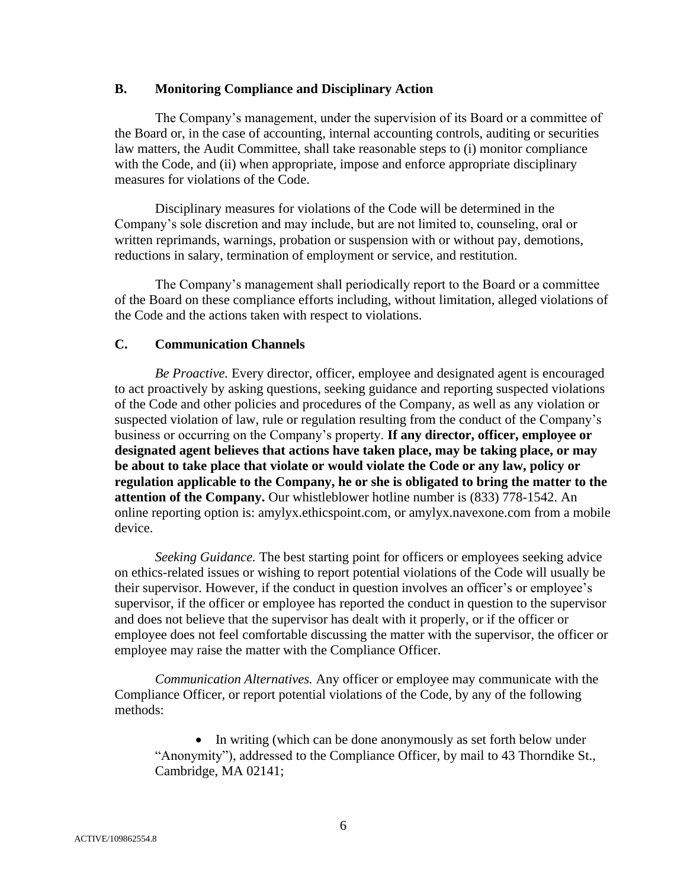### B. Monitoring Compliance and Disciplinary Action

The Company's management, under the supervision of its Board or a committee of the Board or, in the case of accounting, internal accounting controls, auditing or securities law matters, the Audit Committee, shall take reasonable steps to (i) monitor compliance with the Code, and (ii) when appropriate, impose and enforce appropriate disciplinary measures for violations of the Code.

Disciplinary measures for violations of the Code will be determined in the Company's sole discretion and may include, but are not limited to, counseling, oral or written reprimands, warnings, probation or suspension with or without pay, demotions, reductions in salary, termination of employment or service, and restitution.

The Company's management shall periodically report to the Board or a committee of the Board on these compliance efforts including, without limitation, alleged violations of the Code and the actions taken with respect to violations.

### C. Communication Channels

*Be Proactive.* Every director, officer, employee and designated agent is encouraged to act proactively by asking questions, seeking guidance and reporting suspected violations of the Code and other policies and procedures of the Company, as well as any violation or suspected violation of law, rule or regulation resulting from the conduct of the Company's business or occurring on the Company's property. **If any director, officer, employee or designated agent believes that actions have taken place, may be taking place, or may be about to take place that violate or would violate the Code or any law, policy or regulation applicable to the Company, he or she is obligated to bring the matter to the attention of the Company.** Our whistleblower hotline number is (833) 778-1542. An online reporting option is: amylyx.ethicspoint.com, or amylyx.navexone.com from a mobile device.

*Seeking Guidance.* The best starting point for officers or employees seeking advice on ethics-related issues or wishing to report potential violations of the Code will usually be their supervisor. However, if the conduct in question involves an officer's or employee's supervisor, if the officer or employee has reported the conduct in question to the supervisor and does not believe that the supervisor has dealt with it properly, or if the officer or employee does not feel comfortable discussing the matter with the supervisor, the officer or employee may raise the matter with the Compliance Officer.

*Communication Alternatives.* Any officer or employee may communicate with the Compliance Officer, or report potential violations of the Code, by any of the following methods:

- In writing (which can be done anonymously as set forth below under "Anonymity"), addressed to the Compliance Officer, by mail to 43 Thorndike St., Cambridge, MA 02141;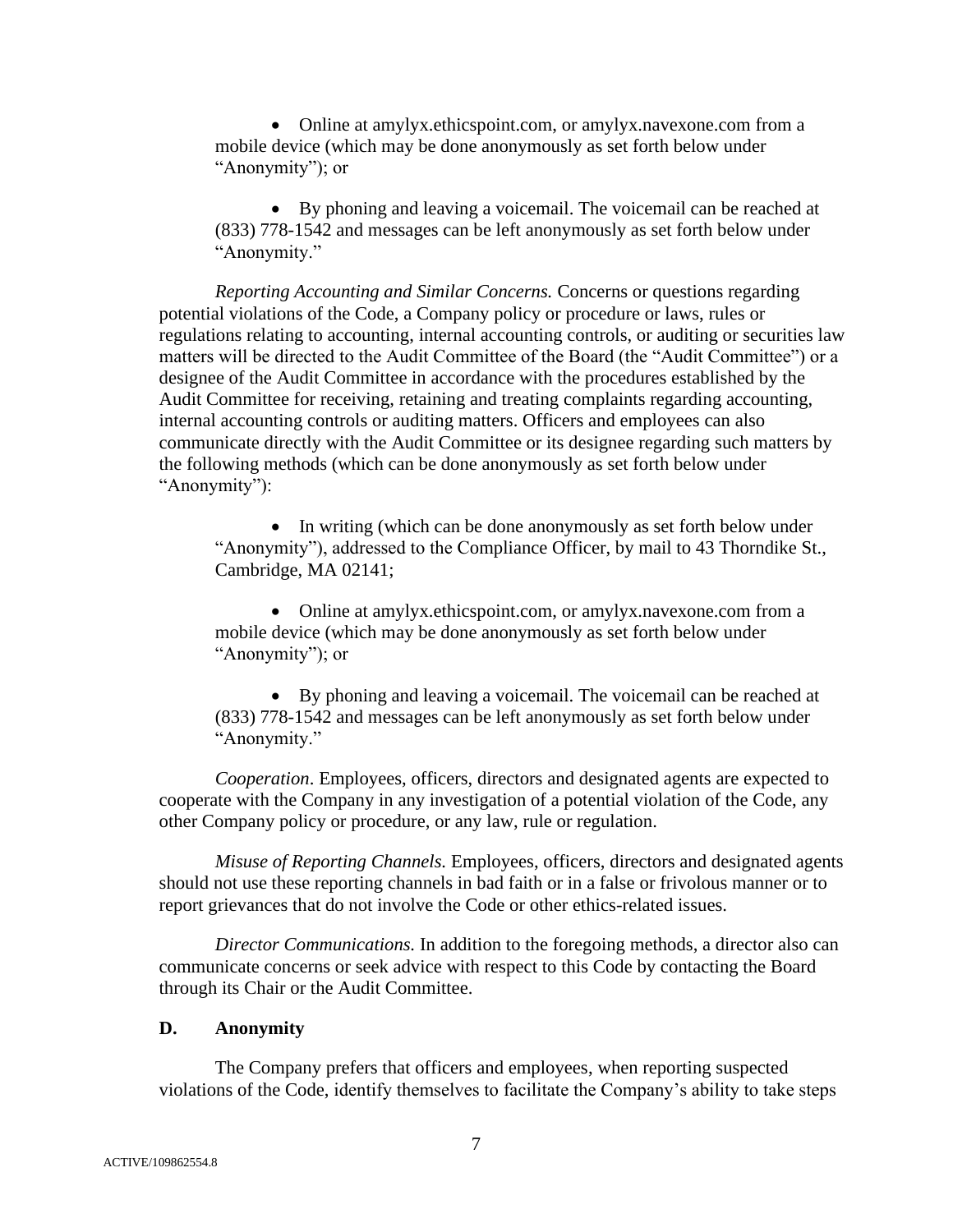- Online at amylyx.ethicspoint.com, or amylyx.navexone.com from a mobile device (which may be done anonymously as set forth below under "Anonymity"); or

- By phoning and leaving a voicemail. The voicemail can be reached at (833) 778-1542 and messages can be left anonymously as set forth below under "Anonymity."

*Reporting Accounting and Similar Concerns.* Concerns or questions regarding potential violations of the Code, a Company policy or procedure or laws, rules or regulations relating to accounting, internal accounting controls, or auditing or securities law matters will be directed to the Audit Committee of the Board (the "Audit Committee") or a designee of the Audit Committee in accordance with the procedures established by the Audit Committee for receiving, retaining and treating complaints regarding accounting, internal accounting controls or auditing matters. Officers and employees can also communicate directly with the Audit Committee or its designee regarding such matters by the following methods (which can be done anonymously as set forth below under "Anonymity"):

- In writing (which can be done anonymously as set forth below under "Anonymity"), addressed to the Compliance Officer, by mail to 43 Thorndike St., Cambridge, MA 02141;

- Online at amylyx.ethicspoint.com, or amylyx.navexone.com from a mobile device (which may be done anonymously as set forth below under "Anonymity"); or

- By phoning and leaving a voicemail. The voicemail can be reached at (833) 778-1542 and messages can be left anonymously as set forth below under "Anonymity."

*Cooperation*. Employees, officers, directors and designated agents are expected to cooperate with the Company in any investigation of a potential violation of the Code, any other Company policy or procedure, or any law, rule or regulation.

*Misuse of Reporting Channels.* Employees, officers, directors and designated agents should not use these reporting channels in bad faith or in a false or frivolous manner or to report grievances that do not involve the Code or other ethics-related issues.

*Director Communications.* In addition to the foregoing methods, a director also can communicate concerns or seek advice with respect to this Code by contacting the Board through its Chair or the Audit Committee.

## D. Anonymity

The Company prefers that officers and employees, when reporting suspected violations of the Code, identify themselves to facilitate the Company's ability to take steps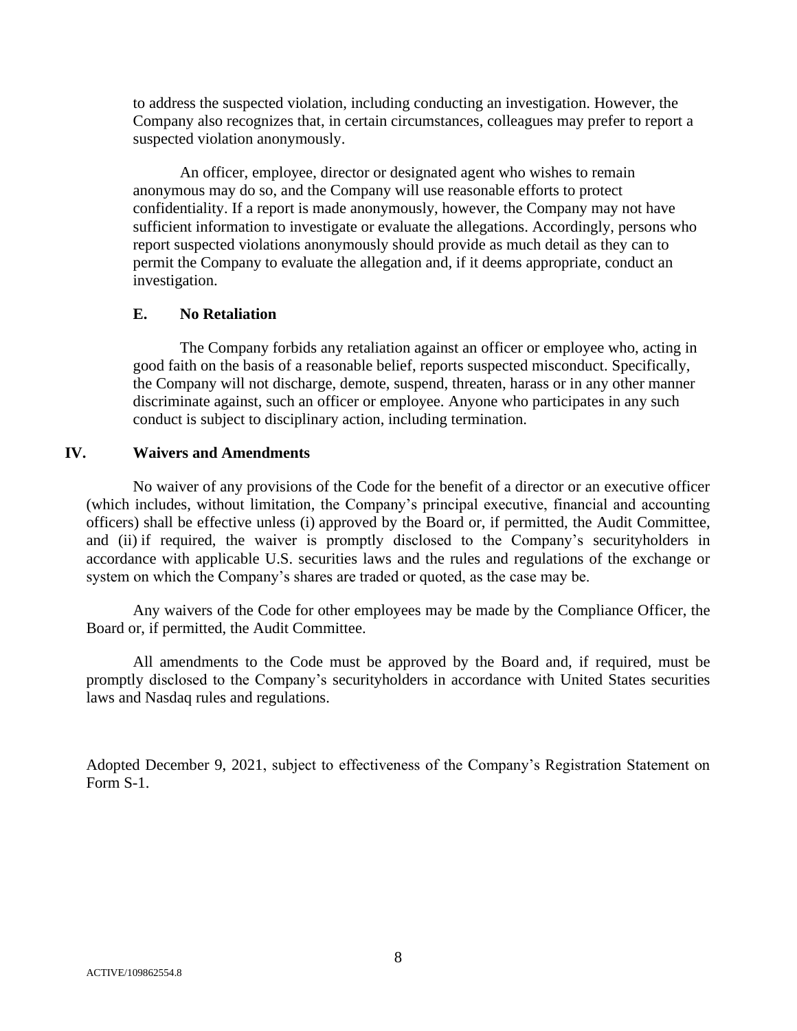to address the suspected violation, including conducting an investigation. However, the Company also recognizes that, in certain circumstances, colleagues may prefer to report a suspected violation anonymously.

An officer, employee, director or designated agent who wishes to remain anonymous may do so, and the Company will use reasonable efforts to protect confidentiality. If a report is made anonymously, however, the Company may not have sufficient information to investigate or evaluate the allegations. Accordingly, persons who report suspected violations anonymously should provide as much detail as they can to permit the Company to evaluate the allegation and, if it deems appropriate, conduct an investigation.

### E. No Retaliation

The Company forbids any retaliation against an officer or employee who, acting in good faith on the basis of a reasonable belief, reports suspected misconduct. Specifically, the Company will not discharge, demote, suspend, threaten, harass or in any other manner discriminate against, such an officer or employee. Anyone who participates in any such conduct is subject to disciplinary action, including termination.

## IV. Waivers and Amendments

No waiver of any provisions of the Code for the benefit of a director or an executive officer (which includes, without limitation, the Company's principal executive, financial and accounting officers) shall be effective unless (i) approved by the Board or, if permitted, the Audit Committee, and (ii) if required, the waiver is promptly disclosed to the Company's securityholders in accordance with applicable U.S. securities laws and the rules and regulations of the exchange or system on which the Company's shares are traded or quoted, as the case may be.

Any waivers of the Code for other employees may be made by the Compliance Officer, the Board or, if permitted, the Audit Committee.

All amendments to the Code must be approved by the Board and, if required, must be promptly disclosed to the Company's securityholders in accordance with United States securities laws and Nasdaq rules and regulations.

Adopted December 9, 2021, subject to effectiveness of the Company's Registration Statement on Form S-1.